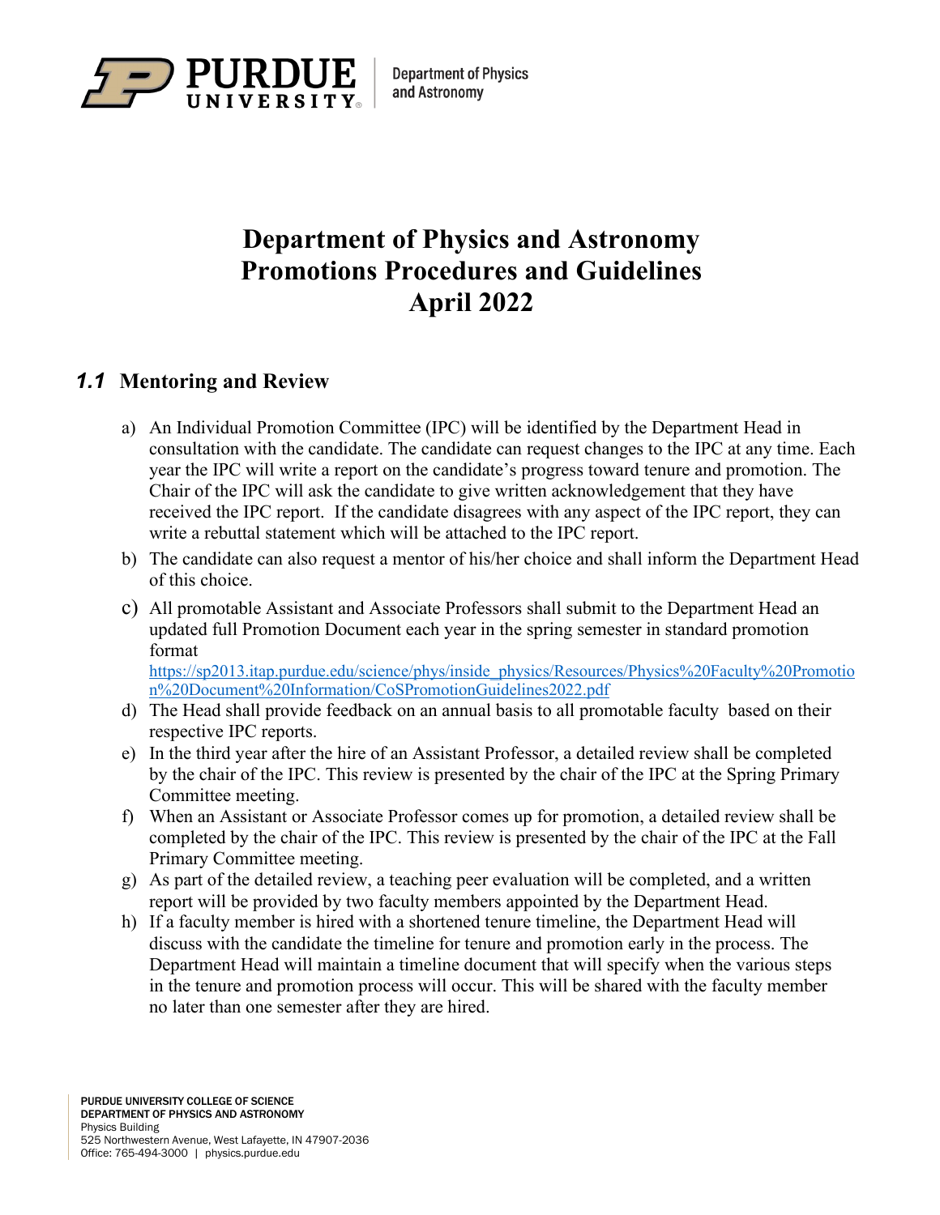# Department of Physics and Astronomy Promotions Procedures and Guidelines April 2022

## 1.1 Mentoring and Review

a) An Individual Promotion Committee (IPC) will be identified by the Department Head in consultation with the candidate. The candidate can request changes to the IPC at any time. Each year the IPC will write a report on the candidate's progress toward tenure and promotion. The Chair of the IPC will ask the candidate to give written acknowledgement that they have received the IPC report. If the candidate disagrees with any aspect of the IPC report, they can write a rebuttal statement which will be attached to the IPC report.

b) The candidate can also request a mentor of his/her choice and shall inform the Department Head of this choice.

c) All promotable Assistant and Associate Professors shall submit to the Department Head an updated full Promotion Document each year in the spring semester in standard promotion format https://sp2013.itap.purdue.edu/science/phys/inside_physics/Resources/Physics%20Faculty%20Promotion%20Document%20Information/CoSPromotionGuidelines2022.pdf

d) The Head shall provide feedback on an annual basis to all promotable faculty based on their respective IPC reports.

e) In the third year after the hire of an Assistant Professor, a detailed review shall be completed by the chair of the IPC. This review is presented by the chair of the IPC at the Spring Primary Committee meeting.

f) When an Assistant or Associate Professor comes up for promotion, a detailed review shall be completed by the chair of the IPC. This review is presented by the chair of the IPC at the Fall Primary Committee meeting.

g) As part of the detailed review, a teaching peer evaluation will be completed, and a written report will be provided by two faculty members appointed by the Department Head.

h) If a faculty member is hired with a shortened tenure timeline, the Department Head will discuss with the candidate the timeline for tenure and promotion early in the process. The Department Head will maintain a timeline document that will specify when the various steps in the tenure and promotion process will occur. This will be shared with the faculty member no later than one semester after they are hired.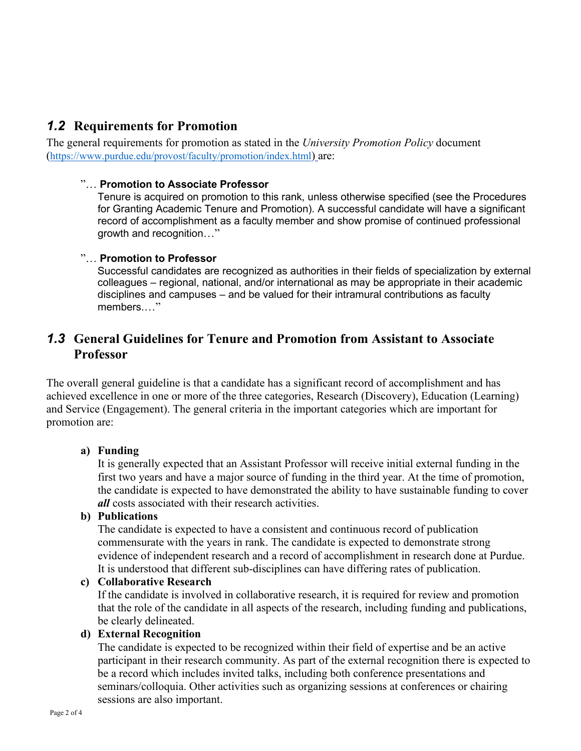## *1.2* Requirements for Promotion

The general requirements for promotion as stated in the *University Promotion Policy* document (https://www.purdue.edu/provost/faculty/promotion/index.html) are:

> ”… **Promotion to Associate Professor**
> Tenure is acquired on promotion to this rank, unless otherwise specified (see the Procedures for Granting Academic Tenure and Promotion). A successful candidate will have a significant record of accomplishment as a faculty member and show promise of continued professional growth and recognition…”

> ”… **Promotion to Professor**
> Successful candidates are recognized as authorities in their fields of specialization by external colleagues – regional, national, and/or international as may be appropriate in their academic disciplines and campuses – and be valued for their intramural contributions as faculty members.…”

## *1.3* General Guidelines for Tenure and Promotion from Assistant to Associate Professor

The overall general guideline is that a candidate has a significant record of accomplishment and has achieved excellence in one or more of the three categories, Research (Discovery), Education (Learning) and Service (Engagement). The general criteria in the important categories which are important for promotion are:

a) **Funding**
It is generally expected that an Assistant Professor will receive initial external funding in the first two years and have a major source of funding in the third year. At the time of promotion, the candidate is expected to have demonstrated the ability to have sustainable funding to cover ***all*** costs associated with their research activities.

b) **Publications**
The candidate is expected to have a consistent and continuous record of publication commensurate with the years in rank. The candidate is expected to demonstrate strong evidence of independent research and a record of accomplishment in research done at Purdue. It is understood that different sub-disciplines can have differing rates of publication.

c) **Collaborative Research**
If the candidate is involved in collaborative research, it is required for review and promotion that the role of the candidate in all aspects of the research, including funding and publications, be clearly delineated.

d) **External Recognition**
The candidate is expected to be recognized within their field of expertise and be an active participant in their research community. As part of the external recognition there is expected to be a record which includes invited talks, including both conference presentations and seminars/colloquia. Other activities such as organizing sessions at conferences or chairing sessions are also important.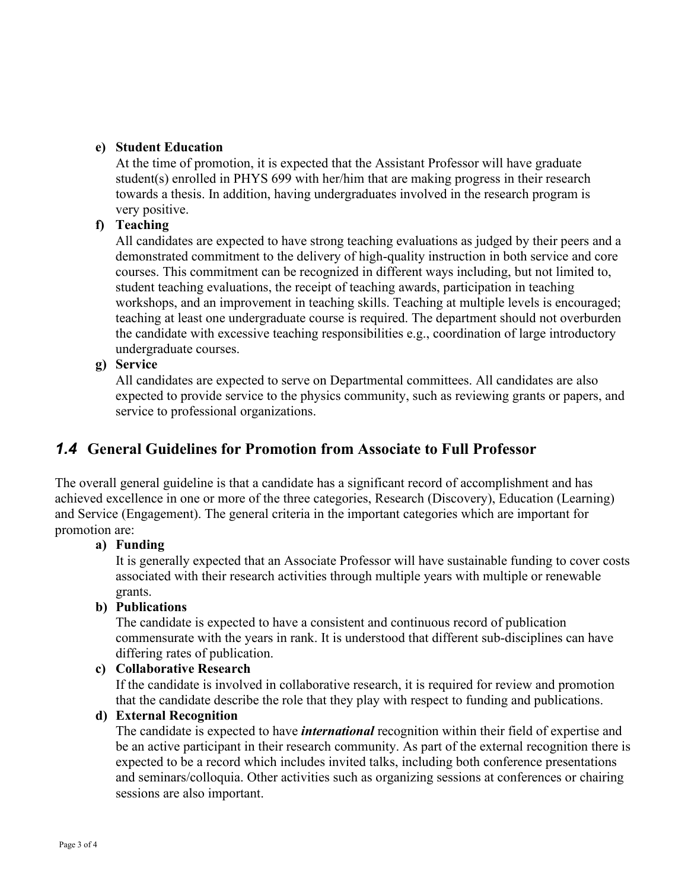**e) Student Education**

At the time of promotion, it is expected that the Assistant Professor will have graduate student(s) enrolled in PHYS 699 with her/him that are making progress in their research towards a thesis. In addition, having undergraduates involved in the research program is very positive.

**f) Teaching**

All candidates are expected to have strong teaching evaluations as judged by their peers and a demonstrated commitment to the delivery of high-quality instruction in both service and core courses. This commitment can be recognized in different ways including, but not limited to, student teaching evaluations, the receipt of teaching awards, participation in teaching workshops, and an improvement in teaching skills. Teaching at multiple levels is encouraged; teaching at least one undergraduate course is required. The department should not overburden the candidate with excessive teaching responsibilities e.g., coordination of large introductory undergraduate courses.

**g) Service**

All candidates are expected to serve on Departmental committees. All candidates are also expected to provide service to the physics community, such as reviewing grants or papers, and service to professional organizations.

## *1.4* General Guidelines for Promotion from Associate to Full Professor

The overall general guideline is that a candidate has a significant record of accomplishment and has achieved excellence in one or more of the three categories, Research (Discovery), Education (Learning) and Service (Engagement). The general criteria in the important categories which are important for promotion are:

**a) Funding**

It is generally expected that an Associate Professor will have sustainable funding to cover costs associated with their research activities through multiple years with multiple or renewable grants.

**b) Publications**

The candidate is expected to have a consistent and continuous record of publication commensurate with the years in rank. It is understood that different sub-disciplines can have differing rates of publication.

**c) Collaborative Research**

If the candidate is involved in collaborative research, it is required for review and promotion that the candidate describe the role that they play with respect to funding and publications.

**d) External Recognition**

The candidate is expected to have ***international*** recognition within their field of expertise and be an active participant in their research community. As part of the external recognition there is expected to be a record which includes invited talks, including both conference presentations and seminars/colloquia. Other activities such as organizing sessions at conferences or chairing sessions are also important.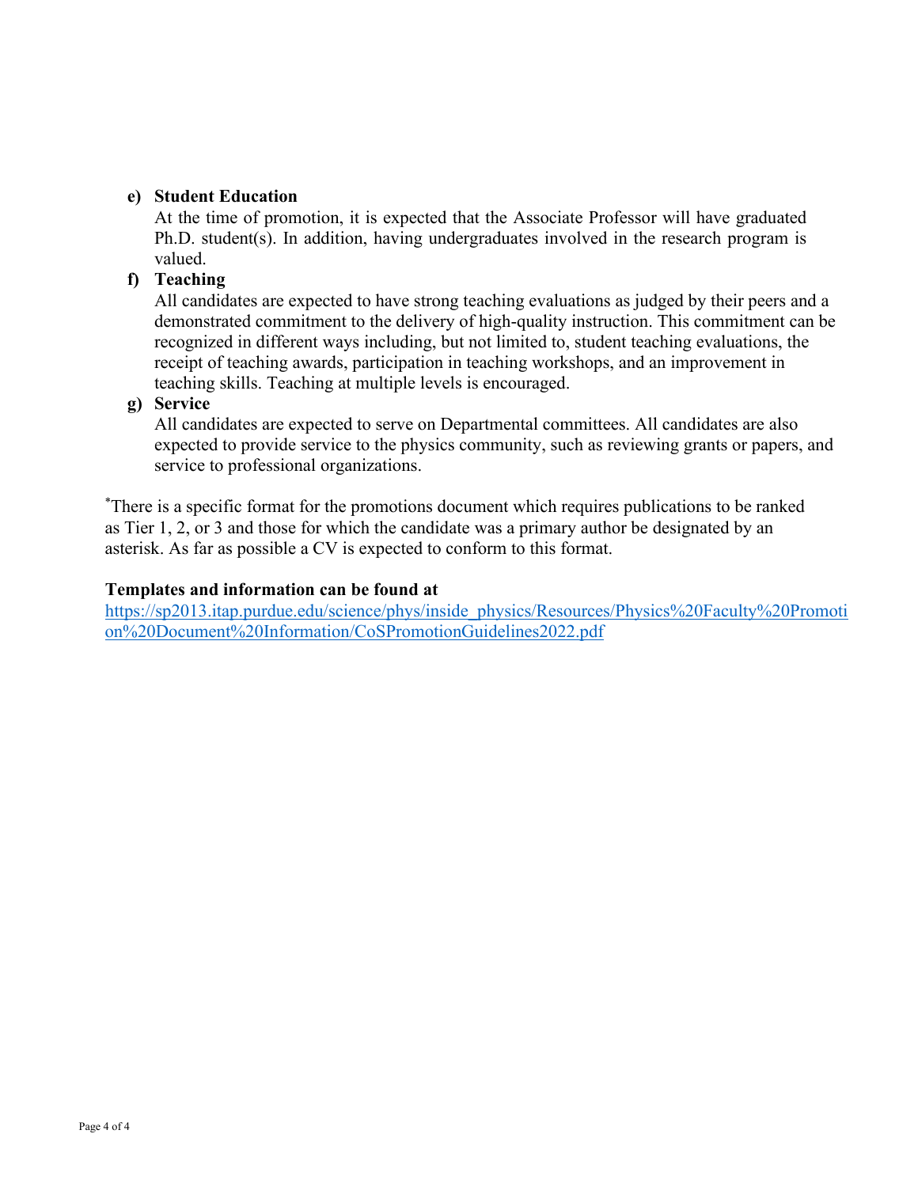e) **Student Education**

At the time of promotion, it is expected that the Associate Professor will have graduated Ph.D. student(s). In addition, having undergraduates involved in the research program is valued.

f) **Teaching**

All candidates are expected to have strong teaching evaluations as judged by their peers and a demonstrated commitment to the delivery of high-quality instruction. This commitment can be recognized in different ways including, but not limited to, student teaching evaluations, the receipt of teaching awards, participation in teaching workshops, and an improvement in teaching skills. Teaching at multiple levels is encouraged.

g) **Service**

All candidates are expected to serve on Departmental committees. All candidates are also expected to provide service to the physics community, such as reviewing grants or papers, and service to professional organizations.

[*] There is a specific format for the promotions document which requires publications to be ranked as Tier 1, 2, or 3 and those for which the candidate was a primary author be designated by an asterisk. As far as possible a CV is expected to conform to this format.

**Templates and information can be found at**
[https://sp2013.itap.purdue.edu/science/phys/inside_physics/Resources/Physics%20Faculty%20Promotion%20Document%20Information/CoSPromotionGuidelines2022.pdf](https://sp2013.itap.purdue.edu/science/phys/inside_physics/Resources/Physics%20Faculty%20Promotion%20Document%20Information/CoSPromotionGuidelines2022.pdf)